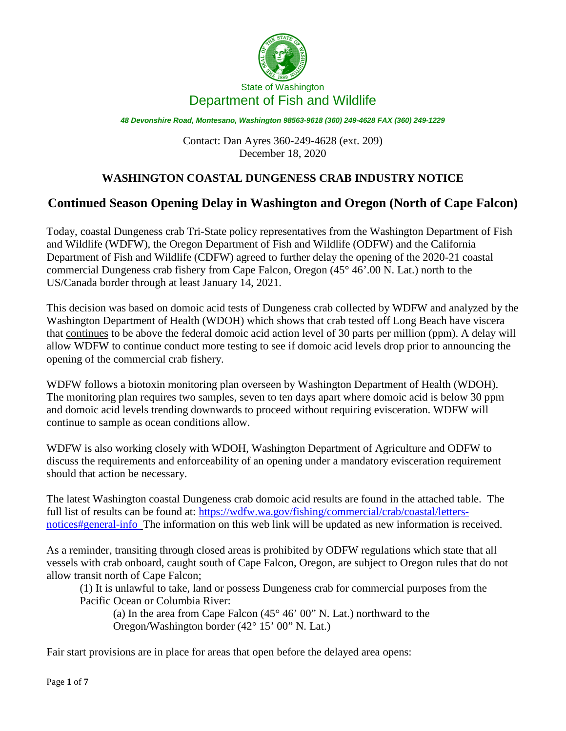State of Washington

Department of Fish and Wildlife

*48 Devonshire Road, Montesano, Washington 98563-9618 (360) 249-4628 FAX (360) 249-1229*

Contact: Dan Ayres 360-249-4628 (ext. 209)
December 18, 2020

## WASHINGTON COASTAL DUNGENESS CRAB INDUSTRY NOTICE

# Continued Season Opening Delay in Washington and Oregon (North of Cape Falcon)

Today, coastal Dungeness crab Tri-State policy representatives from the Washington Department of Fish and Wildlife (WDFW), the Oregon Department of Fish and Wildlife (ODFW) and the California Department of Fish and Wildlife (CDFW) agreed to further delay the opening of the 2020-21 coastal commercial Dungeness crab fishery from Cape Falcon, Oregon (45° 46'.00 N. Lat.) north to the US/Canada border through at least January 14, 2021.

This decision was based on domoic acid tests of Dungeness crab collected by WDFW and analyzed by the Washington Department of Health (WDOH) which shows that crab tested off Long Beach have viscera that continues to be above the federal domoic acid action level of 30 parts per million (ppm). A delay will allow WDFW to continue conduct more testing to see if domoic acid levels drop prior to announcing the opening of the commercial crab fishery.

WDFW follows a biotoxin monitoring plan overseen by Washington Department of Health (WDOH). The monitoring plan requires two samples, seven to ten days apart where domoic acid is below 30 ppm and domoic acid levels trending downwards to proceed without requiring evisceration. WDFW will continue to sample as ocean conditions allow.

WDFW is also working closely with WDOH, Washington Department of Agriculture and ODFW to discuss the requirements and enforceability of an opening under a mandatory evisceration requirement should that action be necessary.

The latest Washington coastal Dungeness crab domoic acid results are found in the attached table. The full list of results can be found at: [https://wdfw.wa.gov/fishing/commercial/crab/coastal/letters-notices#general-info](https://wdfw.wa.gov/fishing/commercial/crab/coastal/letters-notices#general-info) The information on this web link will be updated as new information is received.

As a reminder, transiting through closed areas is prohibited by ODFW regulations which state that all vessels with crab onboard, caught south of Cape Falcon, Oregon, are subject to Oregon rules that do not allow transit north of Cape Falcon;

> (1) It is unlawful to take, land or possess Dungeness crab for commercial purposes from the Pacific Ocean or Columbia River:
>
> > (a) In the area from Cape Falcon (45° 46' 00" N. Lat.) northward to the Oregon/Washington border (42° 15' 00" N. Lat.)

Fair start provisions are in place for areas that open before the delayed area opens: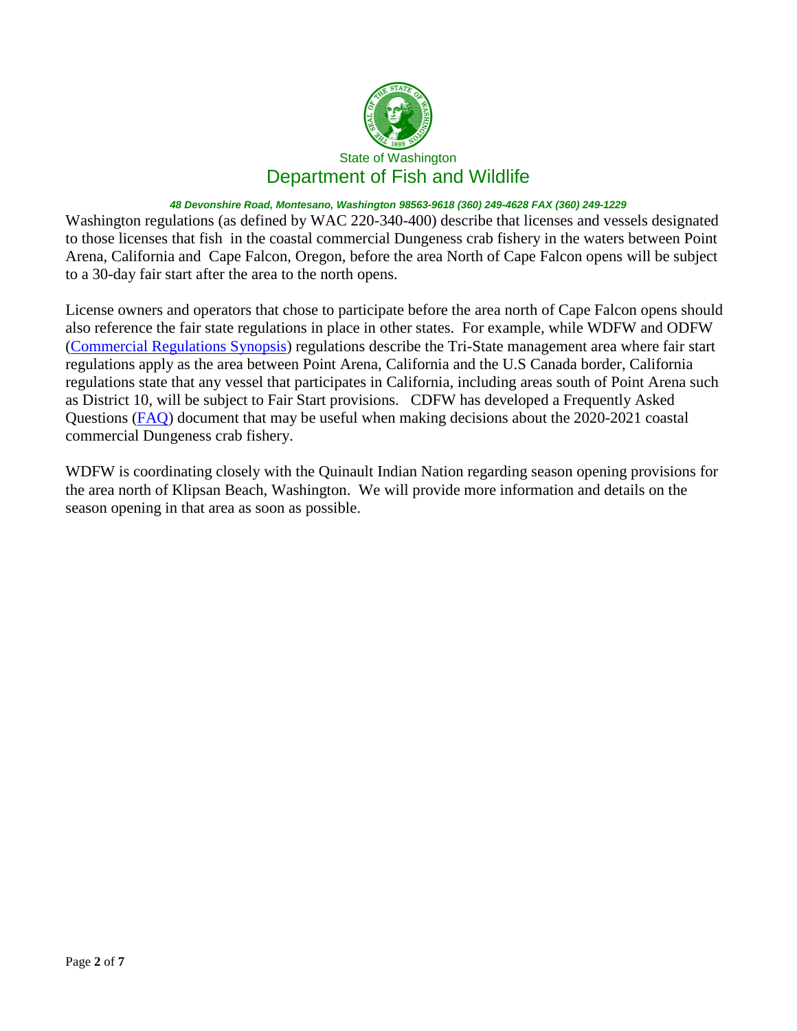Washington regulations (as defined by WAC 220-340-400) describe that licenses and vessels designated to those licenses that fish in the coastal commercial Dungeness crab fishery in the waters between Point Arena, California and Cape Falcon, Oregon, before the area North of Cape Falcon opens will be subject to a 30-day fair start after the area to the north opens.

License owners and operators that chose to participate before the area north of Cape Falcon opens should also reference the fair state regulations in place in other states. For example, while WDFW and ODFW (Commercial Regulations Synopsis) regulations describe the Tri-State management area where fair start regulations apply as the area between Point Arena, California and the U.S Canada border, California regulations state that any vessel that participates in California, including areas south of Point Arena such as District 10, will be subject to Fair Start provisions. CDFW has developed a Frequently Asked Questions (FAQ) document that may be useful when making decisions about the 2020-2021 coastal commercial Dungeness crab fishery.

WDFW is coordinating closely with the Quinault Indian Nation regarding season opening provisions for the area north of Klipsan Beach, Washington. We will provide more information and details on the season opening in that area as soon as possible.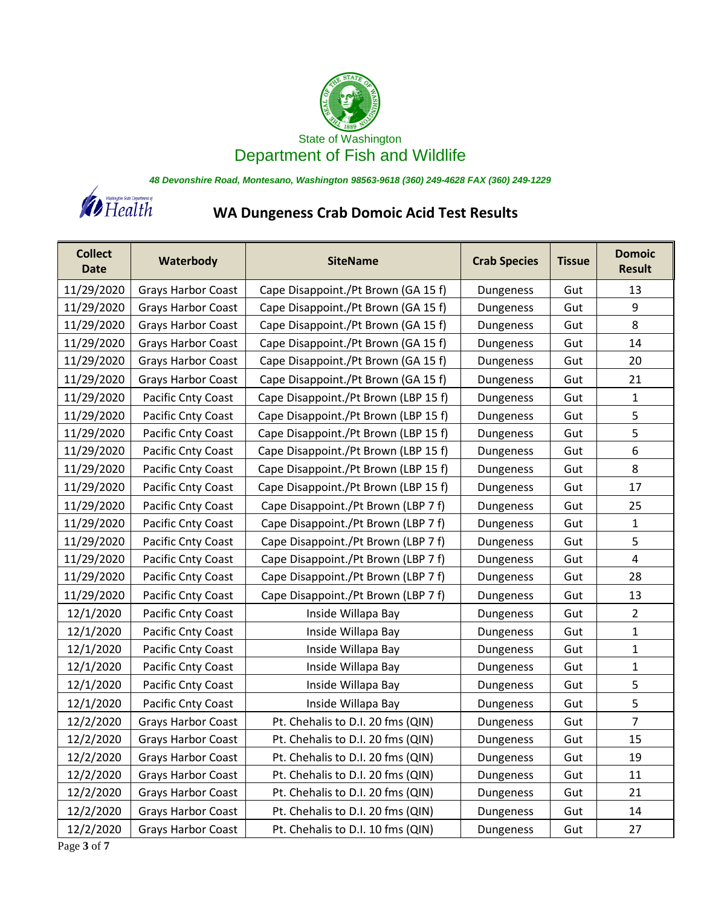State of Washington

Department of Fish and Wildlife

*48 Devonshire Road, Montesano, Washington 98563-9618 (360) 249-4628 FAX (360) 249-1229*

Washington State Department of Health

## WA Dungeness Crab Domoic Acid Test Results

| Collect Date | Waterbody | SiteName | Crab Species | Tissue | Domoic Result |
|---|---|---|---|---|---|
| 11/29/2020 | Grays Harbor Coast | Cape Disappoint./Pt Brown (GA 15 f) | Dungeness | Gut | 13 |
| 11/29/2020 | Grays Harbor Coast | Cape Disappoint./Pt Brown (GA 15 f) | Dungeness | Gut | 9 |
| 11/29/2020 | Grays Harbor Coast | Cape Disappoint./Pt Brown (GA 15 f) | Dungeness | Gut | 8 |
| 11/29/2020 | Grays Harbor Coast | Cape Disappoint./Pt Brown (GA 15 f) | Dungeness | Gut | 14 |
| 11/29/2020 | Grays Harbor Coast | Cape Disappoint./Pt Brown (GA 15 f) | Dungeness | Gut | 20 |
| 11/29/2020 | Grays Harbor Coast | Cape Disappoint./Pt Brown (GA 15 f) | Dungeness | Gut | 21 |
| 11/29/2020 | Pacific Cnty Coast | Cape Disappoint./Pt Brown (LBP 15 f) | Dungeness | Gut | 1 |
| 11/29/2020 | Pacific Cnty Coast | Cape Disappoint./Pt Brown (LBP 15 f) | Dungeness | Gut | 5 |
| 11/29/2020 | Pacific Cnty Coast | Cape Disappoint./Pt Brown (LBP 15 f) | Dungeness | Gut | 5 |
| 11/29/2020 | Pacific Cnty Coast | Cape Disappoint./Pt Brown (LBP 15 f) | Dungeness | Gut | 6 |
| 11/29/2020 | Pacific Cnty Coast | Cape Disappoint./Pt Brown (LBP 15 f) | Dungeness | Gut | 8 |
| 11/29/2020 | Pacific Cnty Coast | Cape Disappoint./Pt Brown (LBP 15 f) | Dungeness | Gut | 17 |
| 11/29/2020 | Pacific Cnty Coast | Cape Disappoint./Pt Brown (LBP 7 f) | Dungeness | Gut | 25 |
| 11/29/2020 | Pacific Cnty Coast | Cape Disappoint./Pt Brown (LBP 7 f) | Dungeness | Gut | 1 |
| 11/29/2020 | Pacific Cnty Coast | Cape Disappoint./Pt Brown (LBP 7 f) | Dungeness | Gut | 5 |
| 11/29/2020 | Pacific Cnty Coast | Cape Disappoint./Pt Brown (LBP 7 f) | Dungeness | Gut | 4 |
| 11/29/2020 | Pacific Cnty Coast | Cape Disappoint./Pt Brown (LBP 7 f) | Dungeness | Gut | 28 |
| 11/29/2020 | Pacific Cnty Coast | Cape Disappoint./Pt Brown (LBP 7 f) | Dungeness | Gut | 13 |
| 12/1/2020 | Pacific Cnty Coast | Inside Willapa Bay | Dungeness | Gut | 2 |
| 12/1/2020 | Pacific Cnty Coast | Inside Willapa Bay | Dungeness | Gut | 1 |
| 12/1/2020 | Pacific Cnty Coast | Inside Willapa Bay | Dungeness | Gut | 1 |
| 12/1/2020 | Pacific Cnty Coast | Inside Willapa Bay | Dungeness | Gut | 1 |
| 12/1/2020 | Pacific Cnty Coast | Inside Willapa Bay | Dungeness | Gut | 5 |
| 12/1/2020 | Pacific Cnty Coast | Inside Willapa Bay | Dungeness | Gut | 5 |
| 12/2/2020 | Grays Harbor Coast | Pt. Chehalis to D.I. 20 fms (QIN) | Dungeness | Gut | 7 |
| 12/2/2020 | Grays Harbor Coast | Pt. Chehalis to D.I. 20 fms (QIN) | Dungeness | Gut | 15 |
| 12/2/2020 | Grays Harbor Coast | Pt. Chehalis to D.I. 20 fms (QIN) | Dungeness | Gut | 19 |
| 12/2/2020 | Grays Harbor Coast | Pt. Chehalis to D.I. 20 fms (QIN) | Dungeness | Gut | 11 |
| 12/2/2020 | Grays Harbor Coast | Pt. Chehalis to D.I. 20 fms (QIN) | Dungeness | Gut | 21 |
| 12/2/2020 | Grays Harbor Coast | Pt. Chehalis to D.I. 20 fms (QIN) | Dungeness | Gut | 14 |
| 12/2/2020 | Grays Harbor Coast | Pt. Chehalis to D.I. 10 fms (QIN) | Dungeness | Gut | 27 |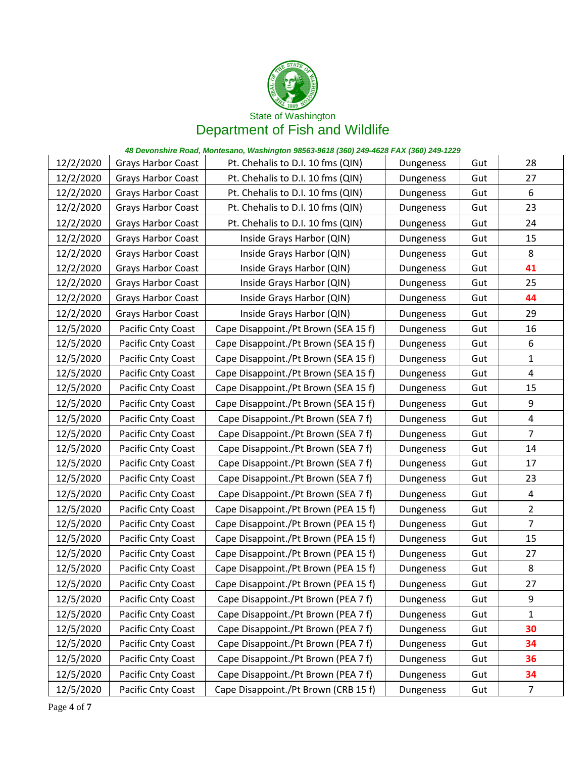State of Washington

# Department of Fish and Wildlife

*48 Devonshire Road, Montesano, Washington 98563-9618 (360) 249-4628 FAX (360) 249-1229*

| | | | | | |
|---|---|---|---|---|---|
| 12/2/2020 | Grays Harbor Coast | Pt. Chehalis to D.I. 10 fms (QIN) | Dungeness | Gut | 28 |
| 12/2/2020 | Grays Harbor Coast | Pt. Chehalis to D.I. 10 fms (QIN) | Dungeness | Gut | 27 |
| 12/2/2020 | Grays Harbor Coast | Pt. Chehalis to D.I. 10 fms (QIN) | Dungeness | Gut | 6 |
| 12/2/2020 | Grays Harbor Coast | Pt. Chehalis to D.I. 10 fms (QIN) | Dungeness | Gut | 23 |
| 12/2/2020 | Grays Harbor Coast | Pt. Chehalis to D.I. 10 fms (QIN) | Dungeness | Gut | 24 |
| 12/2/2020 | Grays Harbor Coast | Inside Grays Harbor (QIN) | Dungeness | Gut | 15 |
| 12/2/2020 | Grays Harbor Coast | Inside Grays Harbor (QIN) | Dungeness | Gut | 8 |
| 12/2/2020 | Grays Harbor Coast | Inside Grays Harbor (QIN) | Dungeness | Gut | **41** |
| 12/2/2020 | Grays Harbor Coast | Inside Grays Harbor (QIN) | Dungeness | Gut | 25 |
| 12/2/2020 | Grays Harbor Coast | Inside Grays Harbor (QIN) | Dungeness | Gut | **44** |
| 12/2/2020 | Grays Harbor Coast | Inside Grays Harbor (QIN) | Dungeness | Gut | 29 |
| 12/5/2020 | Pacific Cnty Coast | Cape Disappoint./Pt Brown (SEA 15 f) | Dungeness | Gut | 16 |
| 12/5/2020 | Pacific Cnty Coast | Cape Disappoint./Pt Brown (SEA 15 f) | Dungeness | Gut | 6 |
| 12/5/2020 | Pacific Cnty Coast | Cape Disappoint./Pt Brown (SEA 15 f) | Dungeness | Gut | 1 |
| 12/5/2020 | Pacific Cnty Coast | Cape Disappoint./Pt Brown (SEA 15 f) | Dungeness | Gut | 4 |
| 12/5/2020 | Pacific Cnty Coast | Cape Disappoint./Pt Brown (SEA 15 f) | Dungeness | Gut | 15 |
| 12/5/2020 | Pacific Cnty Coast | Cape Disappoint./Pt Brown (SEA 15 f) | Dungeness | Gut | 9 |
| 12/5/2020 | Pacific Cnty Coast | Cape Disappoint./Pt Brown (SEA 7 f) | Dungeness | Gut | 4 |
| 12/5/2020 | Pacific Cnty Coast | Cape Disappoint./Pt Brown (SEA 7 f) | Dungeness | Gut | 7 |
| 12/5/2020 | Pacific Cnty Coast | Cape Disappoint./Pt Brown (SEA 7 f) | Dungeness | Gut | 14 |
| 12/5/2020 | Pacific Cnty Coast | Cape Disappoint./Pt Brown (SEA 7 f) | Dungeness | Gut | 17 |
| 12/5/2020 | Pacific Cnty Coast | Cape Disappoint./Pt Brown (SEA 7 f) | Dungeness | Gut | 23 |
| 12/5/2020 | Pacific Cnty Coast | Cape Disappoint./Pt Brown (SEA 7 f) | Dungeness | Gut | 4 |
| 12/5/2020 | Pacific Cnty Coast | Cape Disappoint./Pt Brown (PEA 15 f) | Dungeness | Gut | 2 |
| 12/5/2020 | Pacific Cnty Coast | Cape Disappoint./Pt Brown (PEA 15 f) | Dungeness | Gut | 7 |
| 12/5/2020 | Pacific Cnty Coast | Cape Disappoint./Pt Brown (PEA 15 f) | Dungeness | Gut | 15 |
| 12/5/2020 | Pacific Cnty Coast | Cape Disappoint./Pt Brown (PEA 15 f) | Dungeness | Gut | 27 |
| 12/5/2020 | Pacific Cnty Coast | Cape Disappoint./Pt Brown (PEA 15 f) | Dungeness | Gut | 8 |
| 12/5/2020 | Pacific Cnty Coast | Cape Disappoint./Pt Brown (PEA 15 f) | Dungeness | Gut | 27 |
| 12/5/2020 | Pacific Cnty Coast | Cape Disappoint./Pt Brown (PEA 7 f) | Dungeness | Gut | 9 |
| 12/5/2020 | Pacific Cnty Coast | Cape Disappoint./Pt Brown (PEA 7 f) | Dungeness | Gut | 1 |
| 12/5/2020 | Pacific Cnty Coast | Cape Disappoint./Pt Brown (PEA 7 f) | Dungeness | Gut | **30** |
| 12/5/2020 | Pacific Cnty Coast | Cape Disappoint./Pt Brown (PEA 7 f) | Dungeness | Gut | **34** |
| 12/5/2020 | Pacific Cnty Coast | Cape Disappoint./Pt Brown (PEA 7 f) | Dungeness | Gut | **36** |
| 12/5/2020 | Pacific Cnty Coast | Cape Disappoint./Pt Brown (PEA 7 f) | Dungeness | Gut | **34** |
| 12/5/2020 | Pacific Cnty Coast | Cape Disappoint./Pt Brown (CRB 15 f) | Dungeness | Gut | 7 |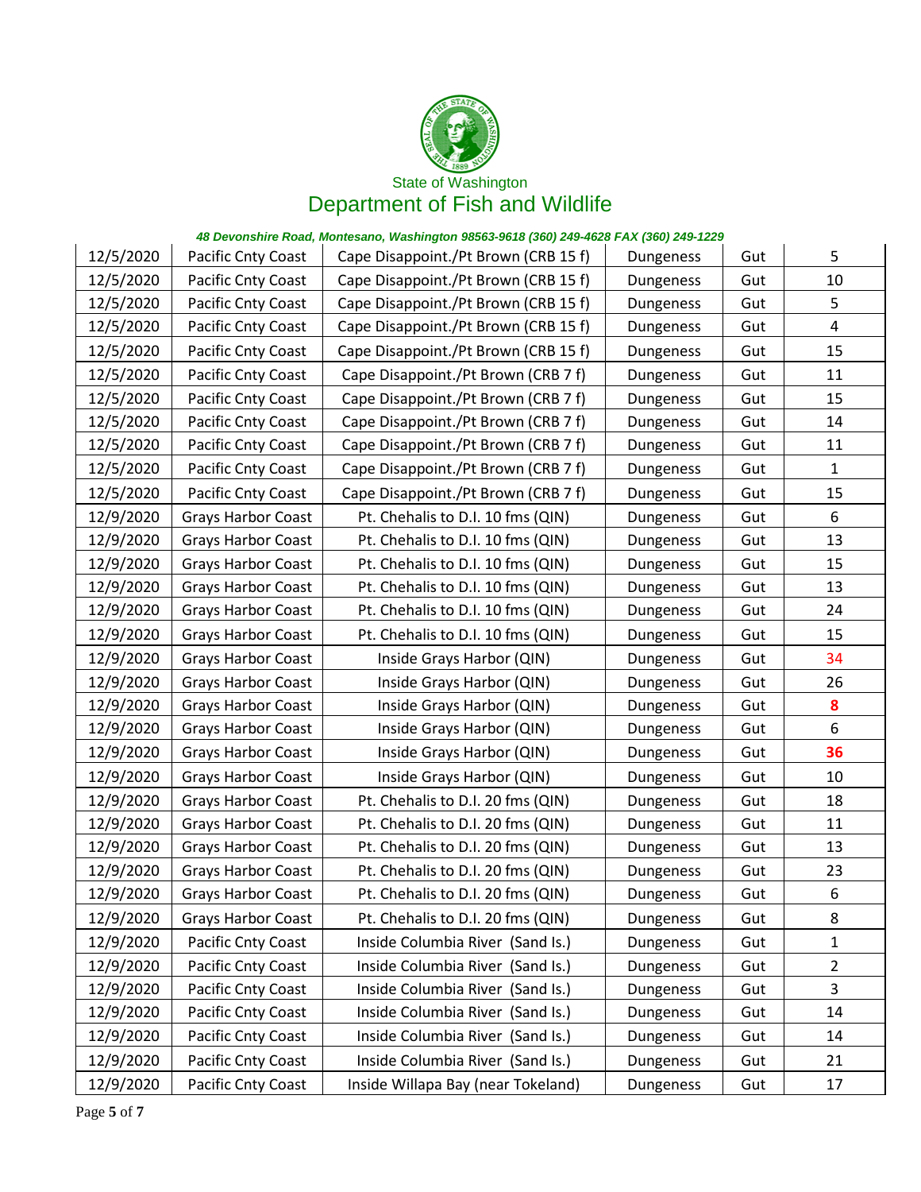State of Washington

# Department of Fish and Wildlife

***48 Devonshire Road, Montesano, Washington 98563-9618 (360) 249-4628 FAX (360) 249-1229***

| | | | | | |
|---|---|---|---|---|---|
| 12/5/2020 | Pacific Cnty Coast | Cape Disappoint./Pt Brown (CRB 15 f) | Dungeness | Gut | 5 |
| 12/5/2020 | Pacific Cnty Coast | Cape Disappoint./Pt Brown (CRB 15 f) | Dungeness | Gut | 10 |
| 12/5/2020 | Pacific Cnty Coast | Cape Disappoint./Pt Brown (CRB 15 f) | Dungeness | Gut | 5 |
| 12/5/2020 | Pacific Cnty Coast | Cape Disappoint./Pt Brown (CRB 15 f) | Dungeness | Gut | 4 |
| 12/5/2020 | Pacific Cnty Coast | Cape Disappoint./Pt Brown (CRB 15 f) | Dungeness | Gut | 15 |
| 12/5/2020 | Pacific Cnty Coast | Cape Disappoint./Pt Brown (CRB 7 f) | Dungeness | Gut | 11 |
| 12/5/2020 | Pacific Cnty Coast | Cape Disappoint./Pt Brown (CRB 7 f) | Dungeness | Gut | 15 |
| 12/5/2020 | Pacific Cnty Coast | Cape Disappoint./Pt Brown (CRB 7 f) | Dungeness | Gut | 14 |
| 12/5/2020 | Pacific Cnty Coast | Cape Disappoint./Pt Brown (CRB 7 f) | Dungeness | Gut | 11 |
| 12/5/2020 | Pacific Cnty Coast | Cape Disappoint./Pt Brown (CRB 7 f) | Dungeness | Gut | 1 |
| 12/5/2020 | Pacific Cnty Coast | Cape Disappoint./Pt Brown (CRB 7 f) | Dungeness | Gut | 15 |
| 12/9/2020 | Grays Harbor Coast | Pt. Chehalis to D.I. 10 fms (QIN) | Dungeness | Gut | 6 |
| 12/9/2020 | Grays Harbor Coast | Pt. Chehalis to D.I. 10 fms (QIN) | Dungeness | Gut | 13 |
| 12/9/2020 | Grays Harbor Coast | Pt. Chehalis to D.I. 10 fms (QIN) | Dungeness | Gut | 15 |
| 12/9/2020 | Grays Harbor Coast | Pt. Chehalis to D.I. 10 fms (QIN) | Dungeness | Gut | 13 |
| 12/9/2020 | Grays Harbor Coast | Pt. Chehalis to D.I. 10 fms (QIN) | Dungeness | Gut | 24 |
| 12/9/2020 | Grays Harbor Coast | Pt. Chehalis to D.I. 10 fms (QIN) | Dungeness | Gut | 15 |
| 12/9/2020 | Grays Harbor Coast | Inside Grays Harbor (QIN) | Dungeness | Gut | 34 |
| 12/9/2020 | Grays Harbor Coast | Inside Grays Harbor (QIN) | Dungeness | Gut | 26 |
| 12/9/2020 | Grays Harbor Coast | Inside Grays Harbor (QIN) | Dungeness | Gut | **8** |
| 12/9/2020 | Grays Harbor Coast | Inside Grays Harbor (QIN) | Dungeness | Gut | 6 |
| 12/9/2020 | Grays Harbor Coast | Inside Grays Harbor (QIN) | Dungeness | Gut | **36** |
| 12/9/2020 | Grays Harbor Coast | Inside Grays Harbor (QIN) | Dungeness | Gut | 10 |
| 12/9/2020 | Grays Harbor Coast | Pt. Chehalis to D.I. 20 fms (QIN) | Dungeness | Gut | 18 |
| 12/9/2020 | Grays Harbor Coast | Pt. Chehalis to D.I. 20 fms (QIN) | Dungeness | Gut | 11 |
| 12/9/2020 | Grays Harbor Coast | Pt. Chehalis to D.I. 20 fms (QIN) | Dungeness | Gut | 13 |
| 12/9/2020 | Grays Harbor Coast | Pt. Chehalis to D.I. 20 fms (QIN) | Dungeness | Gut | 23 |
| 12/9/2020 | Grays Harbor Coast | Pt. Chehalis to D.I. 20 fms (QIN) | Dungeness | Gut | 6 |
| 12/9/2020 | Grays Harbor Coast | Pt. Chehalis to D.I. 20 fms (QIN) | Dungeness | Gut | 8 |
| 12/9/2020 | Pacific Cnty Coast | Inside Columbia River (Sand Is.) | Dungeness | Gut | 1 |
| 12/9/2020 | Pacific Cnty Coast | Inside Columbia River (Sand Is.) | Dungeness | Gut | 2 |
| 12/9/2020 | Pacific Cnty Coast | Inside Columbia River (Sand Is.) | Dungeness | Gut | 3 |
| 12/9/2020 | Pacific Cnty Coast | Inside Columbia River (Sand Is.) | Dungeness | Gut | 14 |
| 12/9/2020 | Pacific Cnty Coast | Inside Columbia River (Sand Is.) | Dungeness | Gut | 14 |
| 12/9/2020 | Pacific Cnty Coast | Inside Columbia River (Sand Is.) | Dungeness | Gut | 21 |
| 12/9/2020 | Pacific Cnty Coast | Inside Willapa Bay (near Tokeland) | Dungeness | Gut | 17 |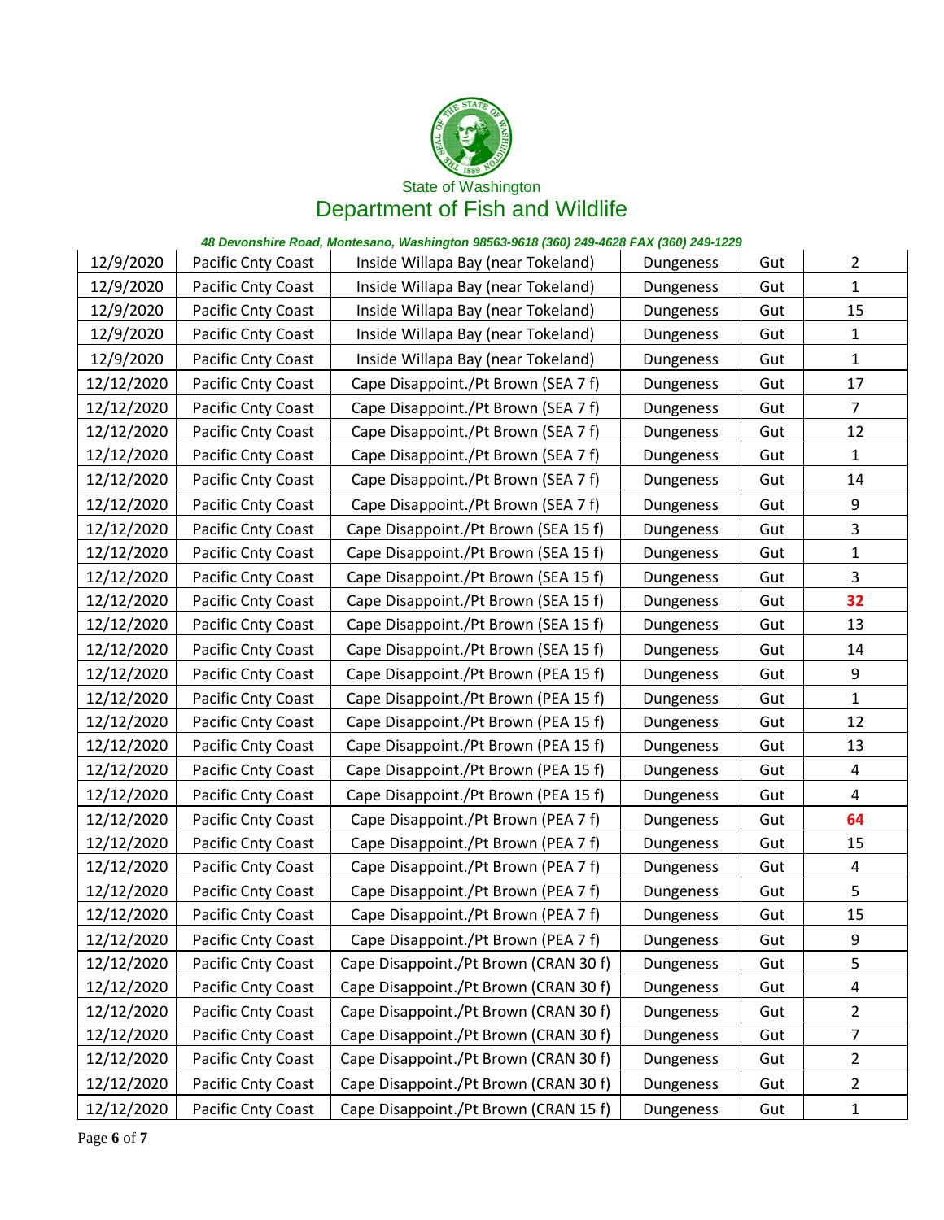State of Washington

Department of Fish and Wildlife

*48 Devonshire Road, Montesano, Washington 98563-9618 (360) 249-4628 FAX (360) 249-1229*

| | | | | | |
|---|---|---|---|---|---|
| 12/9/2020 | Pacific Cnty Coast | Inside Willapa Bay (near Tokeland) | Dungeness | Gut | 2 |
| 12/9/2020 | Pacific Cnty Coast | Inside Willapa Bay (near Tokeland) | Dungeness | Gut | 1 |
| 12/9/2020 | Pacific Cnty Coast | Inside Willapa Bay (near Tokeland) | Dungeness | Gut | 15 |
| 12/9/2020 | Pacific Cnty Coast | Inside Willapa Bay (near Tokeland) | Dungeness | Gut | 1 |
| 12/9/2020 | Pacific Cnty Coast | Inside Willapa Bay (near Tokeland) | Dungeness | Gut | 1 |
| 12/12/2020 | Pacific Cnty Coast | Cape Disappoint./Pt Brown (SEA 7 f) | Dungeness | Gut | 17 |
| 12/12/2020 | Pacific Cnty Coast | Cape Disappoint./Pt Brown (SEA 7 f) | Dungeness | Gut | 7 |
| 12/12/2020 | Pacific Cnty Coast | Cape Disappoint./Pt Brown (SEA 7 f) | Dungeness | Gut | 12 |
| 12/12/2020 | Pacific Cnty Coast | Cape Disappoint./Pt Brown (SEA 7 f) | Dungeness | Gut | 1 |
| 12/12/2020 | Pacific Cnty Coast | Cape Disappoint./Pt Brown (SEA 7 f) | Dungeness | Gut | 14 |
| 12/12/2020 | Pacific Cnty Coast | Cape Disappoint./Pt Brown (SEA 7 f) | Dungeness | Gut | 9 |
| 12/12/2020 | Pacific Cnty Coast | Cape Disappoint./Pt Brown (SEA 15 f) | Dungeness | Gut | 3 |
| 12/12/2020 | Pacific Cnty Coast | Cape Disappoint./Pt Brown (SEA 15 f) | Dungeness | Gut | 1 |
| 12/12/2020 | Pacific Cnty Coast | Cape Disappoint./Pt Brown (SEA 15 f) | Dungeness | Gut | 3 |
| 12/12/2020 | Pacific Cnty Coast | Cape Disappoint./Pt Brown (SEA 15 f) | Dungeness | Gut | **32** |
| 12/12/2020 | Pacific Cnty Coast | Cape Disappoint./Pt Brown (SEA 15 f) | Dungeness | Gut | 13 |
| 12/12/2020 | Pacific Cnty Coast | Cape Disappoint./Pt Brown (SEA 15 f) | Dungeness | Gut | 14 |
| 12/12/2020 | Pacific Cnty Coast | Cape Disappoint./Pt Brown (PEA 15 f) | Dungeness | Gut | 9 |
| 12/12/2020 | Pacific Cnty Coast | Cape Disappoint./Pt Brown (PEA 15 f) | Dungeness | Gut | 1 |
| 12/12/2020 | Pacific Cnty Coast | Cape Disappoint./Pt Brown (PEA 15 f) | Dungeness | Gut | 12 |
| 12/12/2020 | Pacific Cnty Coast | Cape Disappoint./Pt Brown (PEA 15 f) | Dungeness | Gut | 13 |
| 12/12/2020 | Pacific Cnty Coast | Cape Disappoint./Pt Brown (PEA 15 f) | Dungeness | Gut | 4 |
| 12/12/2020 | Pacific Cnty Coast | Cape Disappoint./Pt Brown (PEA 15 f) | Dungeness | Gut | 4 |
| 12/12/2020 | Pacific Cnty Coast | Cape Disappoint./Pt Brown (PEA 7 f) | Dungeness | Gut | **64** |
| 12/12/2020 | Pacific Cnty Coast | Cape Disappoint./Pt Brown (PEA 7 f) | Dungeness | Gut | 15 |
| 12/12/2020 | Pacific Cnty Coast | Cape Disappoint./Pt Brown (PEA 7 f) | Dungeness | Gut | 4 |
| 12/12/2020 | Pacific Cnty Coast | Cape Disappoint./Pt Brown (PEA 7 f) | Dungeness | Gut | 5 |
| 12/12/2020 | Pacific Cnty Coast | Cape Disappoint./Pt Brown (PEA 7 f) | Dungeness | Gut | 15 |
| 12/12/2020 | Pacific Cnty Coast | Cape Disappoint./Pt Brown (PEA 7 f) | Dungeness | Gut | 9 |
| 12/12/2020 | Pacific Cnty Coast | Cape Disappoint./Pt Brown (CRAN 30 f) | Dungeness | Gut | 5 |
| 12/12/2020 | Pacific Cnty Coast | Cape Disappoint./Pt Brown (CRAN 30 f) | Dungeness | Gut | 4 |
| 12/12/2020 | Pacific Cnty Coast | Cape Disappoint./Pt Brown (CRAN 30 f) | Dungeness | Gut | 2 |
| 12/12/2020 | Pacific Cnty Coast | Cape Disappoint./Pt Brown (CRAN 30 f) | Dungeness | Gut | 7 |
| 12/12/2020 | Pacific Cnty Coast | Cape Disappoint./Pt Brown (CRAN 30 f) | Dungeness | Gut | 2 |
| 12/12/2020 | Pacific Cnty Coast | Cape Disappoint./Pt Brown (CRAN 30 f) | Dungeness | Gut | 2 |
| 12/12/2020 | Pacific Cnty Coast | Cape Disappoint./Pt Brown (CRAN 15 f) | Dungeness | Gut | 1 |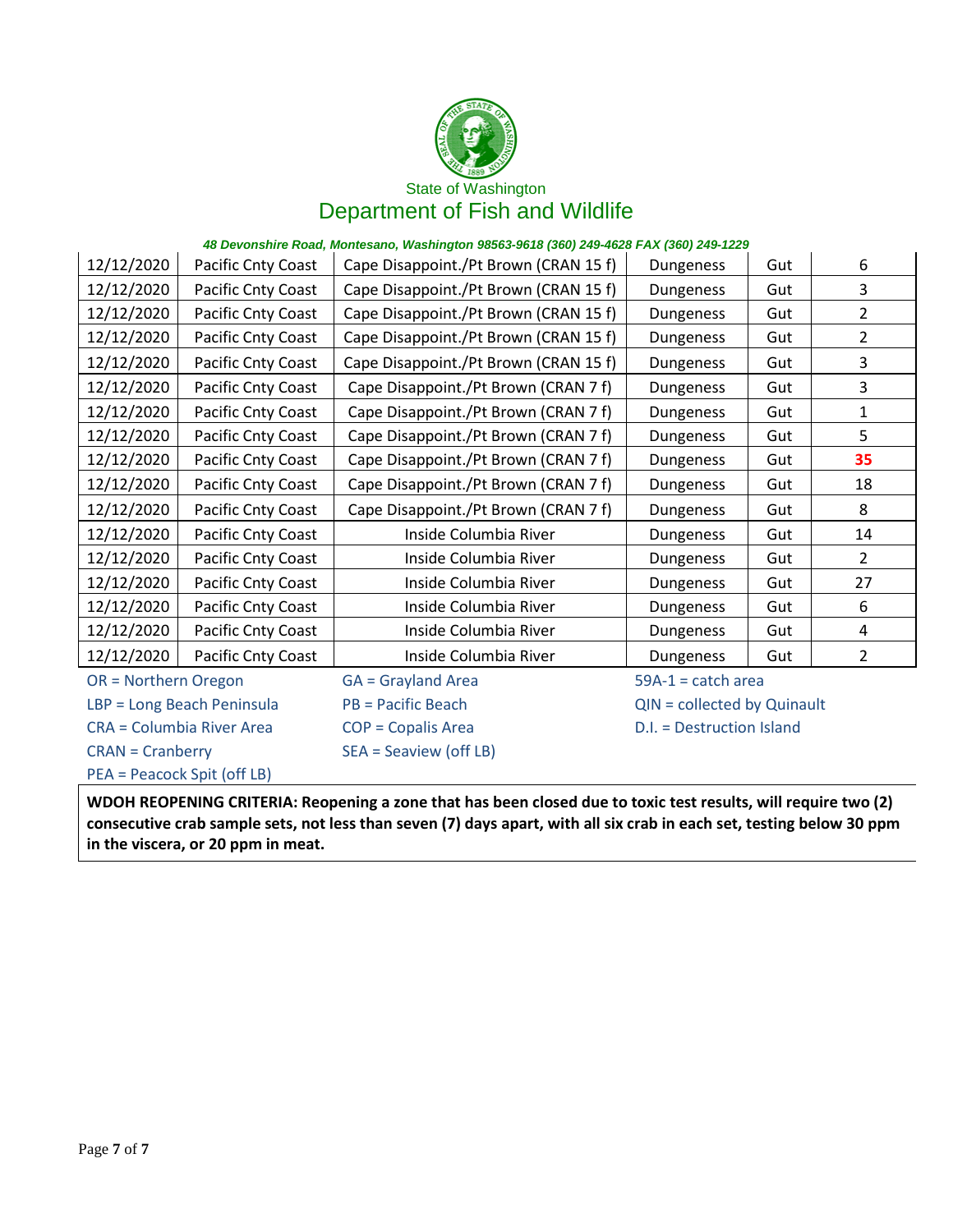State of Washington

# Department of Fish and Wildlife

*48 Devonshire Road, Montesano, Washington 98563-9618 (360) 249-4628 FAX (360) 249-1229*

| | | | | | |
|---|---|---|---|---|---|
| 12/12/2020 | Pacific Cnty Coast | Cape Disappoint./Pt Brown (CRAN 15 f) | Dungeness | Gut | 6 |
| 12/12/2020 | Pacific Cnty Coast | Cape Disappoint./Pt Brown (CRAN 15 f) | Dungeness | Gut | 3 |
| 12/12/2020 | Pacific Cnty Coast | Cape Disappoint./Pt Brown (CRAN 15 f) | Dungeness | Gut | 2 |
| 12/12/2020 | Pacific Cnty Coast | Cape Disappoint./Pt Brown (CRAN 15 f) | Dungeness | Gut | 2 |
| 12/12/2020 | Pacific Cnty Coast | Cape Disappoint./Pt Brown (CRAN 15 f) | Dungeness | Gut | 3 |
| 12/12/2020 | Pacific Cnty Coast | Cape Disappoint./Pt Brown (CRAN 7 f) | Dungeness | Gut | 3 |
| 12/12/2020 | Pacific Cnty Coast | Cape Disappoint./Pt Brown (CRAN 7 f) | Dungeness | Gut | 1 |
| 12/12/2020 | Pacific Cnty Coast | Cape Disappoint./Pt Brown (CRAN 7 f) | Dungeness | Gut | 5 |
| 12/12/2020 | Pacific Cnty Coast | Cape Disappoint./Pt Brown (CRAN 7 f) | Dungeness | Gut | **35** |
| 12/12/2020 | Pacific Cnty Coast | Cape Disappoint./Pt Brown (CRAN 7 f) | Dungeness | Gut | 18 |
| 12/12/2020 | Pacific Cnty Coast | Cape Disappoint./Pt Brown (CRAN 7 f) | Dungeness | Gut | 8 |
| 12/12/2020 | Pacific Cnty Coast | Inside Columbia River | Dungeness | Gut | 14 |
| 12/12/2020 | Pacific Cnty Coast | Inside Columbia River | Dungeness | Gut | 2 |
| 12/12/2020 | Pacific Cnty Coast | Inside Columbia River | Dungeness | Gut | 27 |
| 12/12/2020 | Pacific Cnty Coast | Inside Columbia River | Dungeness | Gut | 6 |
| 12/12/2020 | Pacific Cnty Coast | Inside Columbia River | Dungeness | Gut | 4 |
| 12/12/2020 | Pacific Cnty Coast | Inside Columbia River | Dungeness | Gut | 2 |

OR = Northern Oregon
LBP = Long Beach Peninsula
CRA = Columbia River Area
CRAN = Cranberry
PEA = Peacock Spit (off LB)
GA = Grayland Area
PB = Pacific Beach
COP = Copalis Area
SEA = Seaview (off LB)
59A-1 = catch area
QIN = collected by Quinault
D.I. = Destruction Island

**WDOH REOPENING CRITERIA: Reopening a zone that has been closed due to toxic test results, will require two (2) consecutive crab sample sets, not less than seven (7) days apart, with all six crab in each set, testing below 30 ppm in the viscera, or 20 ppm in meat.**